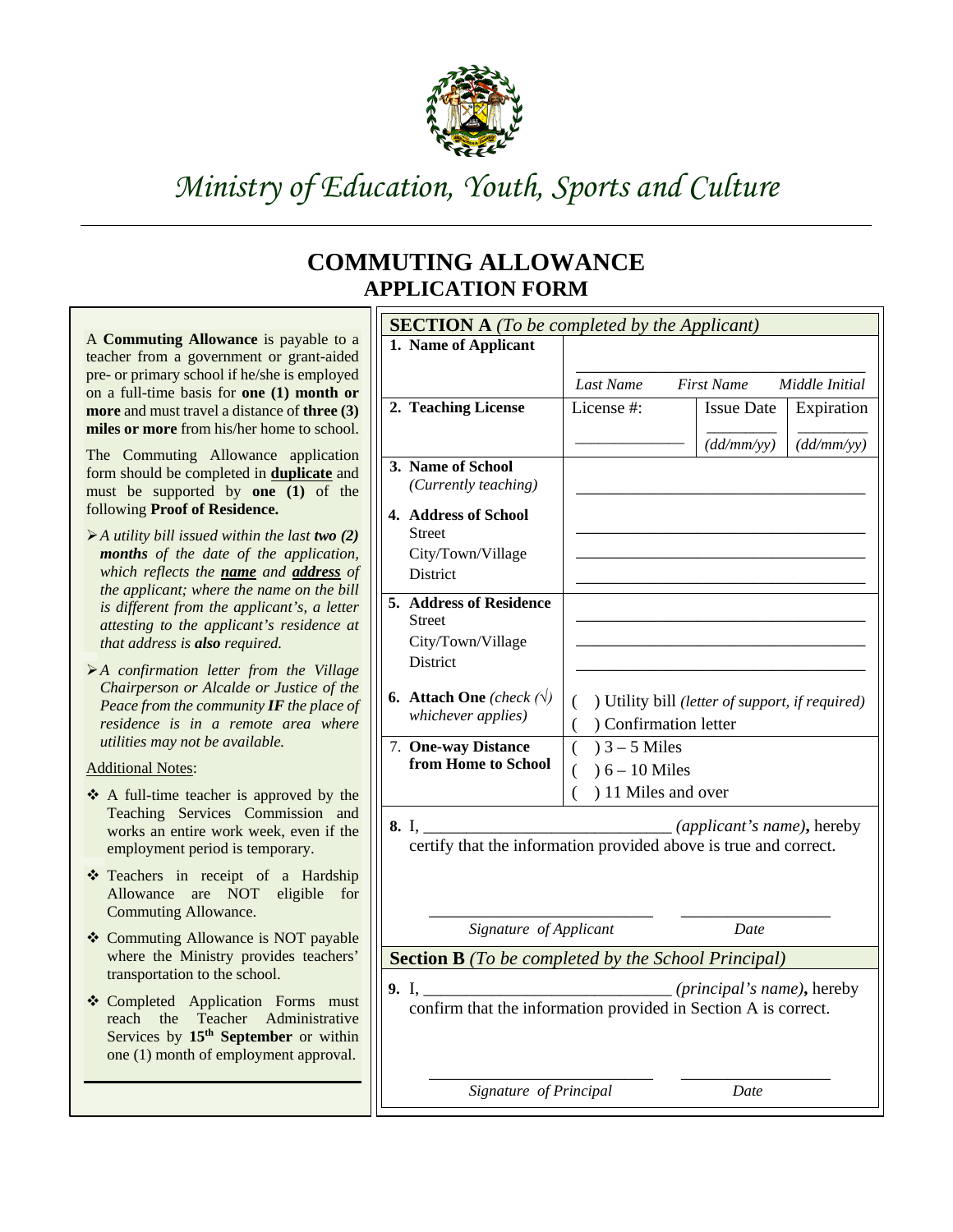# Ministry of Education, Youth, Sports and Culture

## COMMUTING ALLOWANCE
## APPLICATION FORM

A **Commuting Allowance** is payable to a teacher from a government or grant-aided pre- or primary school if he/she is employed on a full-time basis for **one (1) month or more** and must travel a distance of **three (3) miles or more** from his/her home to school.

The Commuting Allowance application form should be completed in **duplicate** and must be supported by **one (1)** of the following **Proof of Residence.**

- *A utility bill issued within the last **two (2) months** of the date of the application, which reflects the **name** and **address** of the applicant; where the name on the bill is different from the applicant's, a letter attesting to the applicant's residence at that address is **also** required.*
- *A confirmation letter from the Village Chairperson or Alcalde or Justice of the Peace from the community **IF** the place of residence is in a remote area where utilities may not be available.*

Additional Notes:

- A full-time teacher is approved by the Teaching Services Commission and works an entire work week, even if the employment period is temporary.
- Teachers in receipt of a Hardship Allowance are NOT eligible for Commuting Allowance.
- Commuting Allowance is NOT payable where the Ministry provides teachers' transportation to the school.
- Completed Application Forms must reach the Teacher Administrative Services by **15th September** or within one (1) month of employment approval.

### SECTION A *(To be completed by the Applicant)*

| | | | |
|---|---|---|---|
| **1. Name of Applicant** | ____________________ *Last Name* *First Name* *Middle Initial* | | |
| **2. Teaching License** | License #: ____________ | Issue Date ________ *(dd/mm/yy)* | Expiration ________ *(dd/mm/yy)* |
| **3. Name of School** *(Currently teaching)* | ____________________ | | |
| **4. Address of School** Street / City/Town/Village / District | ____________________ ____________________ ____________________ | | |
| **5. Address of Residence** Street / City/Town/Village / District | ____________________ ____________________ ____________________ | | |
| **6. Attach One** *(check (√) whichever applies)* | ( ) Utility bill *(letter of support, if required)* ( ) Confirmation letter | | |
| 7. **One-way Distance from Home to School** | ( ) 3 – 5 Miles ( ) 6 – 10 Miles ( ) 11 Miles and over | | |

**8.** I, ____________________ *(applicant's name)*, hereby certify that the information provided above is true and correct.

____________________ ____________________
*Signature of Applicant* *Date*

### Section B *(To be completed by the School Principal)*

**9.** I, ____________________ *(principal's name)*, hereby confirm that the information provided in Section A is correct.

____________________ ____________________
*Signature of Principal* *Date*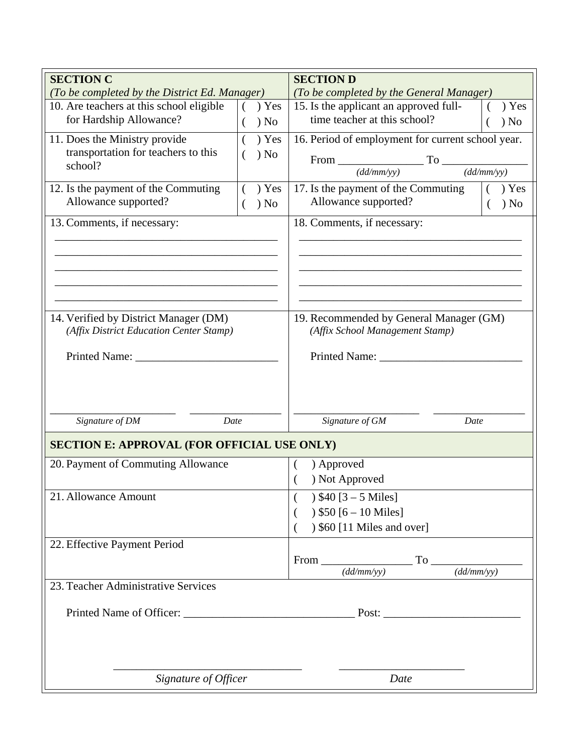| SECTION C *(To be completed by the District Ed. Manager)* | | SECTION D *(To be completed by the General Manager)* | |
|---|---|---|---|
| 10. Are teachers at this school eligible for Hardship Allowance? | ( ) Yes ( ) No | 15. Is the applicant an approved full-time teacher at this school? | ( ) Yes ( ) No |
| 11. Does the Ministry provide transportation for teachers to this school? | ( ) Yes ( ) No | 16. Period of employment for current school year. From _______________ *(dd/mm/yy)* To _______________ *(dd/mm/yy)* | |
| 12. Is the payment of the Commuting Allowance supported? | ( ) Yes ( ) No | 17. Is the payment of the Commuting Allowance supported? | ( ) Yes ( ) No |
| 13. Comments, if necessary: ________________________________________ ________________________________________ ________________________________________ ________________________________________ ________________________________________ | | 18. Comments, if necessary: ________________________________________ ________________________________________ ________________________________________ ________________________________________ ________________________________________ | |
| 14. Verified by District Manager (DM) *(Affix District Education Center Stamp)* Printed Name: _________________________ _____________________ *Signature of DM* _________________ *Date* | | 19. Recommended by General Manager (GM) *(Affix School Management Stamp)* Printed Name: _________________________ _____________________ *Signature of GM* _________________ *Date* | |

| **SECTION E: APPROVAL (FOR OFFICIAL USE ONLY)** | |
|---|---|
| 20. Payment of Commuting Allowance | ( ) Approved ( ) Not Approved |
| 21. Allowance Amount | ( ) $40 [3 – 5 Miles] ( ) $50 [6 – 10 Miles] ( ) $60 [11 Miles and over] |
| 22. Effective Payment Period | From ________________ *(dd/mm/yy)* To ________________ *(dd/mm/yy)* |
| 23. Teacher Administrative Services Printed Name of Officer: ______________________________ Post: ________________________ ________________________________ *Signature of Officer* _____________________ *Date* | |